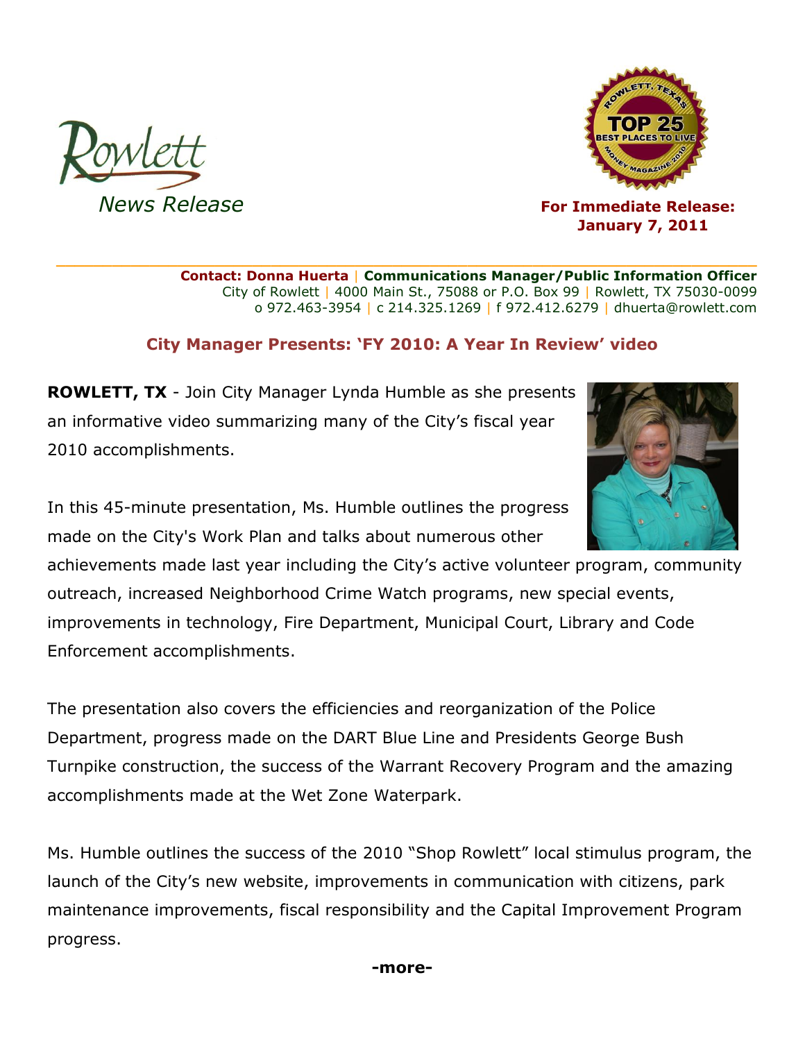Rowlett

*News Release*

**For Immediate Release:**
**January 7, 2011**

**Contact: Donna Huerta** | **Communications Manager/Public Information Officer**
City of Rowlett | 4000 Main St., 75088 or P.O. Box 99 | Rowlett, TX 75030-0099
o 972.463-3954 | c 214.325.1269 | f 972.412.6279 | dhuerta@rowlett.com

## City Manager Presents: 'FY 2010: A Year In Review' video

**ROWLETT, TX** - Join City Manager Lynda Humble as she presents an informative video summarizing many of the City's fiscal year 2010 accomplishments.

In this 45-minute presentation, Ms. Humble outlines the progress made on the City's Work Plan and talks about numerous other achievements made last year including the City's active volunteer program, community outreach, increased Neighborhood Crime Watch programs, new special events, improvements in technology, Fire Department, Municipal Court, Library and Code Enforcement accomplishments.

The presentation also covers the efficiencies and reorganization of the Police Department, progress made on the DART Blue Line and Presidents George Bush Turnpike construction, the success of the Warrant Recovery Program and the amazing accomplishments made at the Wet Zone Waterpark.

Ms. Humble outlines the success of the 2010 "Shop Rowlett" local stimulus program, the launch of the City's new website, improvements in communication with citizens, park maintenance improvements, fiscal responsibility and the Capital Improvement Program progress.

**-more-**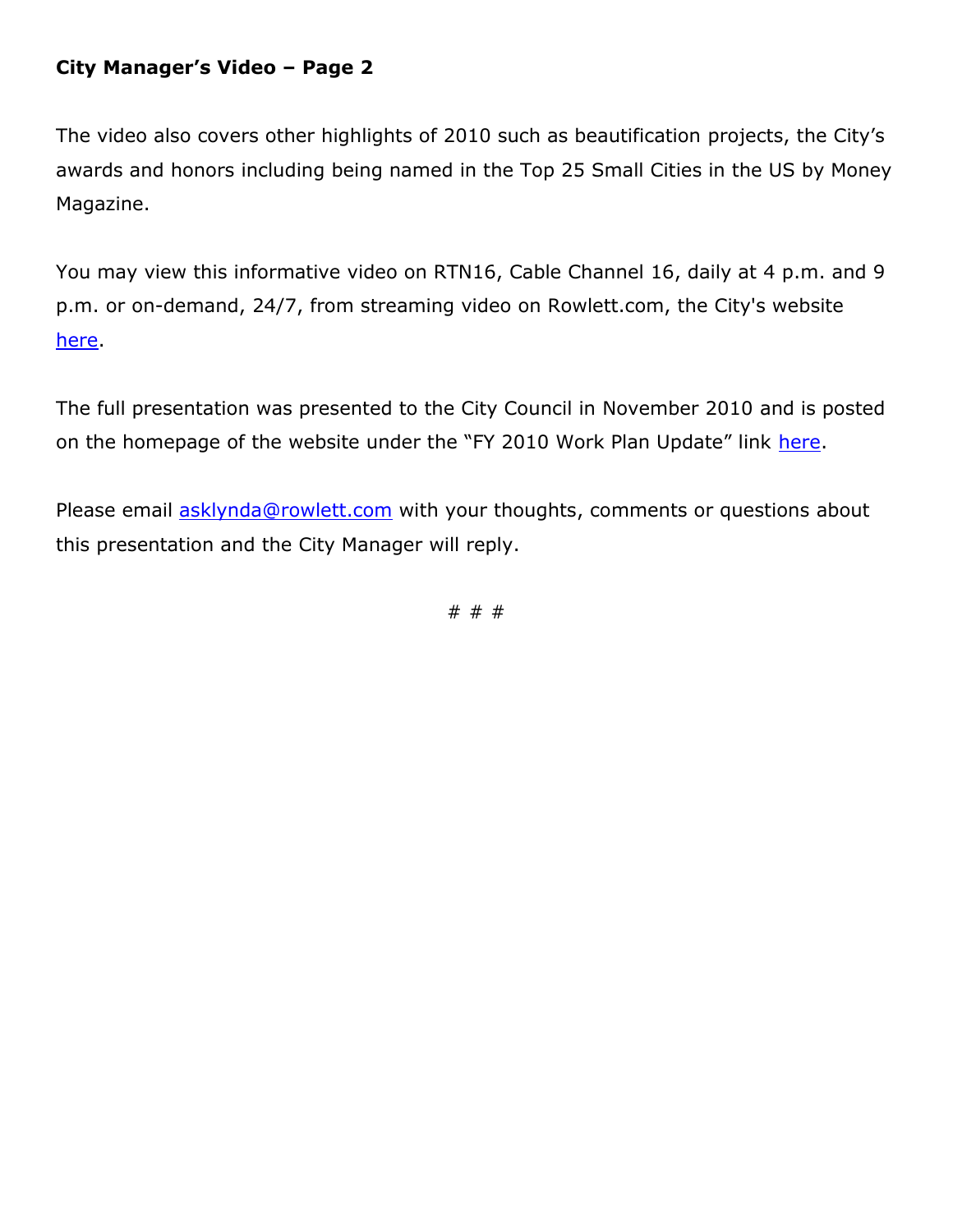**City Manager's Video – Page 2**

The video also covers other highlights of 2010 such as beautification projects, the City's awards and honors including being named in the Top 25 Small Cities in the US by Money Magazine.

You may view this informative video on RTN16, Cable Channel 16, daily at 4 p.m. and 9 p.m. or on-demand, 24/7, from streaming video on Rowlett.com, the City's website here.

The full presentation was presented to the City Council in November 2010 and is posted on the homepage of the website under the "FY 2010 Work Plan Update" link here.

Please email asklynda@rowlett.com with your thoughts, comments or questions about this presentation and the City Manager will reply.

# # #